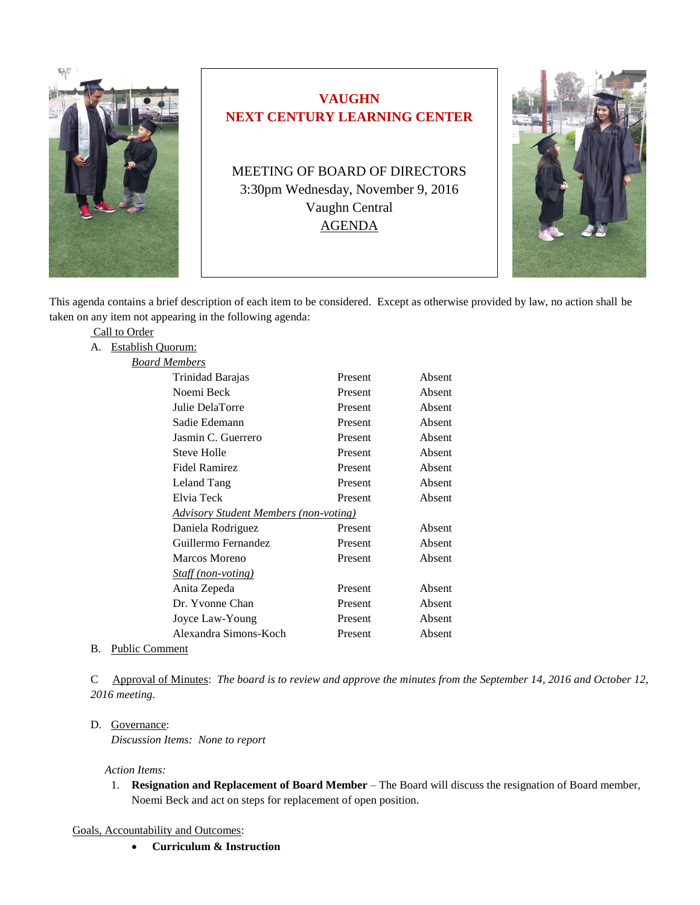# VAUGHN
# NEXT CENTURY LEARNING CENTER

MEETING OF BOARD OF DIRECTORS
3:30pm Wednesday, November 9, 2016
Vaughn Central
AGENDA

This agenda contains a brief description of each item to be considered. Except as otherwise provided by law, no action shall be taken on any item not appearing in the following agenda:

Call to Order

A. Establish Quorum:

*Board Members*

| | | |
|---|---|---|
| Trinidad Barajas | Present | Absent |
| Noemi Beck | Present | Absent |
| Julie DelaTorre | Present | Absent |
| Sadie Edemann | Present | Absent |
| Jasmin C. Guerrero | Present | Absent |
| Steve Holle | Present | Absent |
| Fidel Ramirez | Present | Absent |
| Leland Tang | Present | Absent |
| Elvia Teck | Present | Absent |
| *Advisory Student Members (non-voting)* | | |
| Daniela Rodriguez | Present | Absent |
| Guillermo Fernandez | Present | Absent |
| Marcos Moreno | Present | Absent |
| *Staff (non-voting)* | | |
| Anita Zepeda | Present | Absent |
| Dr. Yvonne Chan | Present | Absent |
| Joyce Law-Young | Present | Absent |
| Alexandra Simons-Koch | Present | Absent |

B. Public Comment

C. Approval of Minutes: *The board is to review and approve the minutes from the September 14, 2016 and October 12, 2016 meeting.*

D. Governance:

*Discussion Items: None to report*

*Action Items:*

1. **Resignation and Replacement of Board Member** – The Board will discuss the resignation of Board member, Noemi Beck and act on steps for replacement of open position.

Goals, Accountability and Outcomes:

- **Curriculum & Instruction**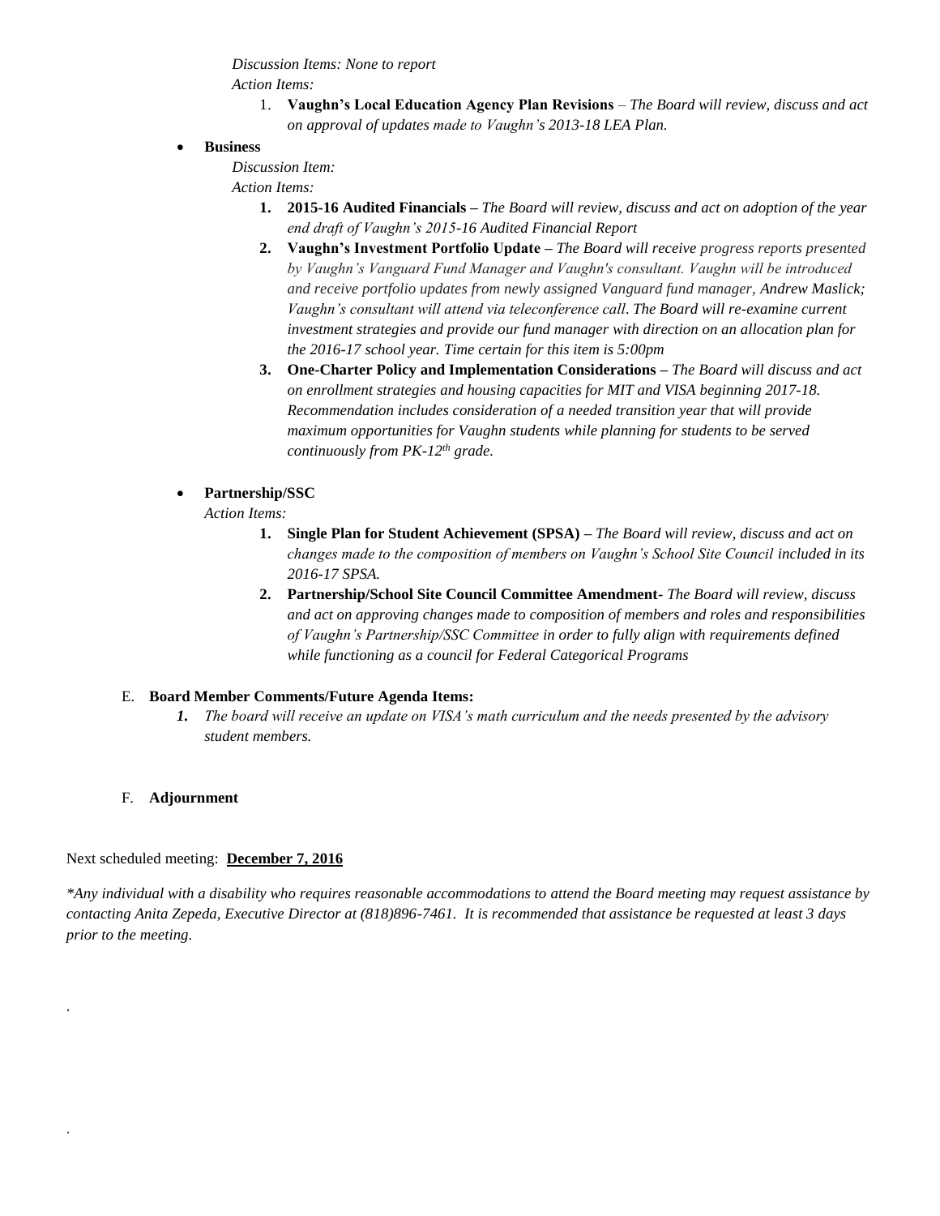*Discussion Items: None to report*

*Action Items:*

1. **Vaughn's Local Education Agency Plan Revisions** – *The Board will review, discuss and act on approval of updates made to Vaughn's 2013-18 LEA Plan.*

- **Business**

  *Discussion Item:*

  *Action Items:*

  1. **2015-16 Audited Financials –** *The Board will review, discuss and act on adoption of the year end draft of Vaughn's 2015-16 Audited Financial Report*
  2. **Vaughn's Investment Portfolio Update –** *The Board will receive progress reports presented by Vaughn's Vanguard Fund Manager and Vaughn's consultant. Vaughn will be introduced and receive portfolio updates from newly assigned Vanguard fund manager, Andrew Maslick; Vaughn's consultant will attend via teleconference call. The Board will re-examine current investment strategies and provide our fund manager with direction on an allocation plan for the 2016-17 school year. Time certain for this item is 5:00pm*
  3. **One-Charter Policy and Implementation Considerations –** *The Board will discuss and act on enrollment strategies and housing capacities for MIT and VISA beginning 2017-18. Recommendation includes consideration of a needed transition year that will provide maximum opportunities for Vaughn students while planning for students to be served continuously from PK-12th grade.*

- **Partnership/SSC**

  *Action Items:*

  1. **Single Plan for Student Achievement (SPSA) –** *The Board will review, discuss and act on changes made to the composition of members on Vaughn's School Site Council included in its 2016-17 SPSA.*
  2. **Partnership/School Site Council Committee Amendment-** *The Board will review, discuss and act on approving changes made to composition of members and roles and responsibilities of Vaughn's Partnership/SSC Committee in order to fully align with requirements defined while functioning as a council for Federal Categorical Programs*

E. **Board Member Comments/Future Agenda Items:**

   1. *The board will receive an update on VISA's math curriculum and the needs presented by the advisory student members.*

F. **Adjournment**

Next scheduled meeting: **December 7, 2016**

*\*Any individual with a disability who requires reasonable accommodations to attend the Board meeting may request assistance by contacting Anita Zepeda, Executive Director at (818)896-7461. It is recommended that assistance be requested at least 3 days prior to the meeting.*

.

.